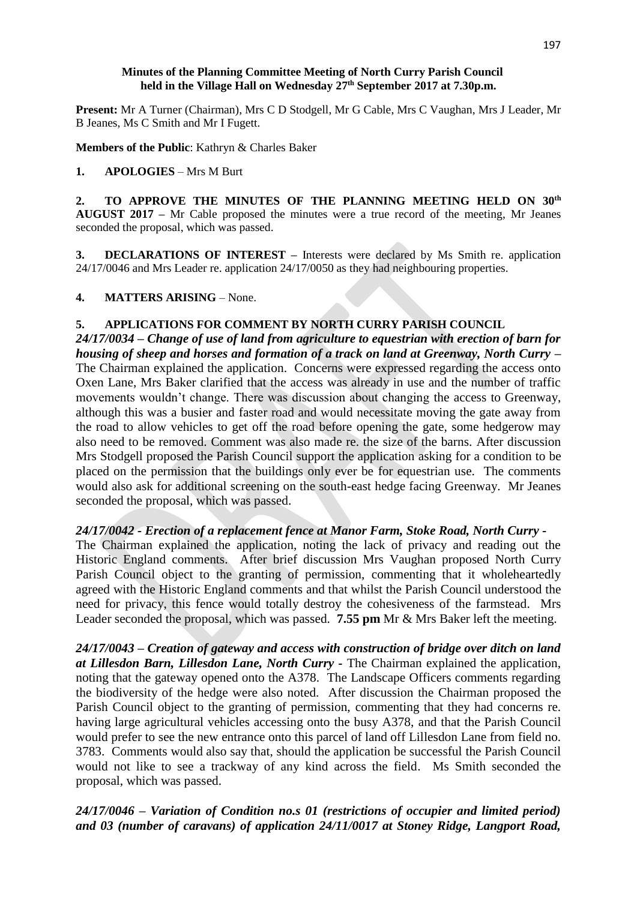**Minutes of the Planning Committee Meeting of North Curry Parish Council held in the Village Hall on Wednesday 27th September 2017 at 7.30p.m.**

**Present:** Mr A Turner (Chairman), Mrs C D Stodgell, Mr G Cable, Mrs C Vaughan, Mrs J Leader, Mr B Jeanes, Ms C Smith and Mr I Fugett.

**Members of the Public**: Kathryn & Charles Baker

**1. APOLOGIES** – Mrs M Burt

**2. TO APPROVE THE MINUTES OF THE PLANNING MEETING HELD ON 30th AUGUST 2017 –** Mr Cable proposed the minutes were a true record of the meeting, Mr Jeanes seconded the proposal, which was passed.

**3. DECLARATIONS OF INTEREST –** Interests were declared by Ms Smith re. application 24/17/0046 and Mrs Leader re. application 24/17/0050 as they had neighbouring properties.

**4. MATTERS ARISING** – None.

**5. APPLICATIONS FOR COMMENT BY NORTH CURRY PARISH COUNCIL**

***24/17/0034 – Change of use of land from agriculture to equestrian with erection of barn for housing of sheep and horses and formation of a track on land at Greenway, North Curry –*** The Chairman explained the application. Concerns were expressed regarding the access onto Oxen Lane, Mrs Baker clarified that the access was already in use and the number of traffic movements wouldn't change. There was discussion about changing the access to Greenway, although this was a busier and faster road and would necessitate moving the gate away from the road to allow vehicles to get off the road before opening the gate, some hedgerow may also need to be removed. Comment was also made re. the size of the barns. After discussion Mrs Stodgell proposed the Parish Council support the application asking for a condition to be placed on the permission that the buildings only ever be for equestrian use. The comments would also ask for additional screening on the south-east hedge facing Greenway. Mr Jeanes seconded the proposal, which was passed.

***24/17/0042 - Erection of a replacement fence at Manor Farm, Stoke Road, North Curry -*** The Chairman explained the application, noting the lack of privacy and reading out the Historic England comments. After brief discussion Mrs Vaughan proposed North Curry Parish Council object to the granting of permission, commenting that it wholeheartedly agreed with the Historic England comments and that whilst the Parish Council understood the need for privacy, this fence would totally destroy the cohesiveness of the farmstead. Mrs Leader seconded the proposal, which was passed. **7.55 pm** Mr & Mrs Baker left the meeting.

***24/17/0043 – Creation of gateway and access with construction of bridge over ditch on land at Lillesdon Barn, Lillesdon Lane, North Curry -*** The Chairman explained the application, noting that the gateway opened onto the A378. The Landscape Officers comments regarding the biodiversity of the hedge were also noted. After discussion the Chairman proposed the Parish Council object to the granting of permission, commenting that they had concerns re. having large agricultural vehicles accessing onto the busy A378, and that the Parish Council would prefer to see the new entrance onto this parcel of land off Lillesdon Lane from field no. 3783. Comments would also say that, should the application be successful the Parish Council would not like to see a trackway of any kind across the field. Ms Smith seconded the proposal, which was passed.

***24/17/0046 – Variation of Condition no.s 01 (restrictions of occupier and limited period) and 03 (number of caravans) of application 24/11/0017 at Stoney Ridge, Langport Road,***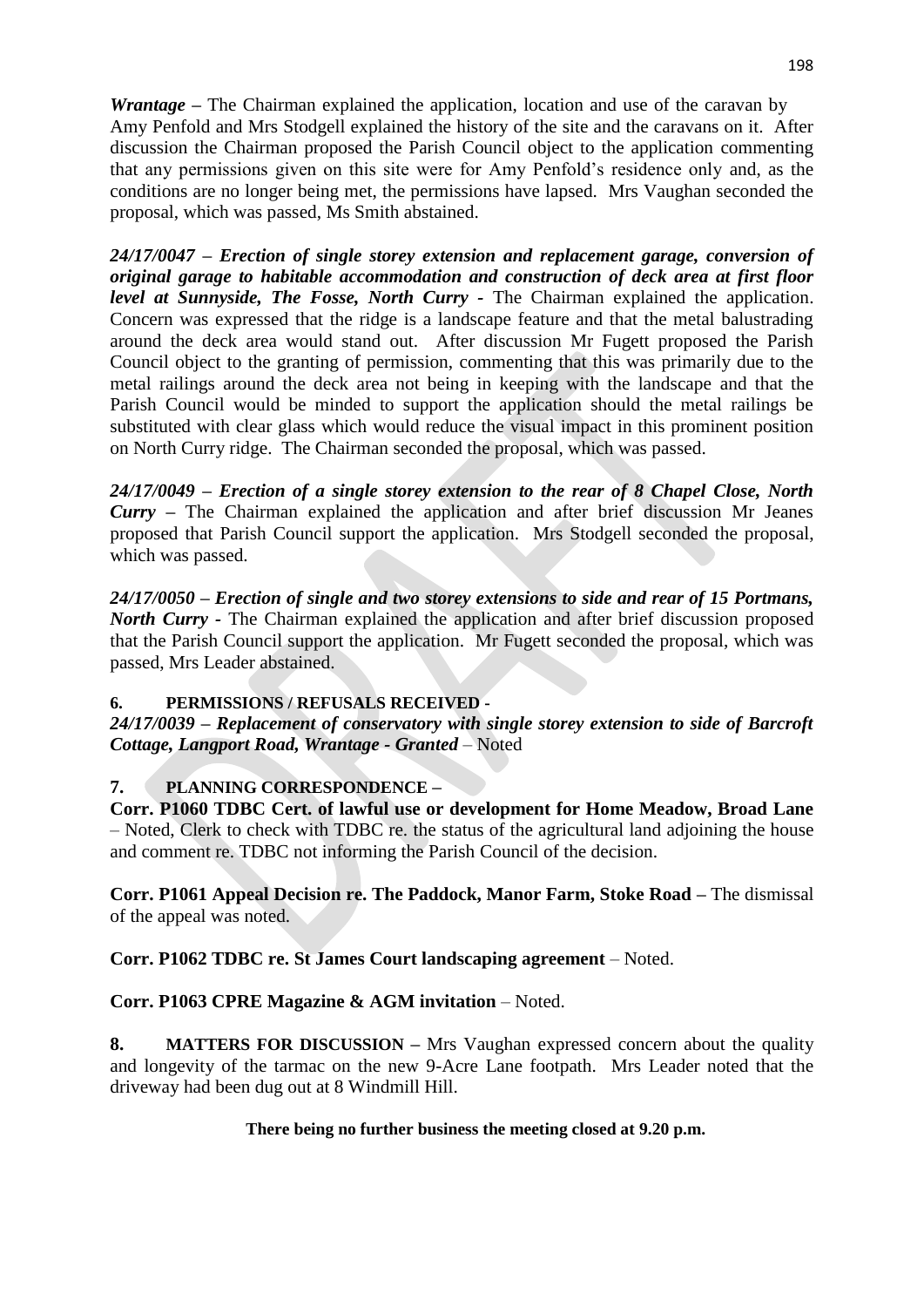*Wrantage –* The Chairman explained the application, location and use of the caravan by Amy Penfold and Mrs Stodgell explained the history of the site and the caravans on it. After discussion the Chairman proposed the Parish Council object to the application commenting that any permissions given on this site were for Amy Penfold's residence only and, as the conditions are no longer being met, the permissions have lapsed. Mrs Vaughan seconded the proposal, which was passed, Ms Smith abstained.

***24/17/0047 – Erection of single storey extension and replacement garage, conversion of original garage to habitable accommodation and construction of deck area at first floor level at Sunnyside, The Fosse, North Curry -*** The Chairman explained the application. Concern was expressed that the ridge is a landscape feature and that the metal balustrading around the deck area would stand out. After discussion Mr Fugett proposed the Parish Council object to the granting of permission, commenting that this was primarily due to the metal railings around the deck area not being in keeping with the landscape and that the Parish Council would be minded to support the application should the metal railings be substituted with clear glass which would reduce the visual impact in this prominent position on North Curry ridge. The Chairman seconded the proposal, which was passed.

***24/17/0049 – Erection of a single storey extension to the rear of 8 Chapel Close, North Curry –*** The Chairman explained the application and after brief discussion Mr Jeanes proposed that Parish Council support the application. Mrs Stodgell seconded the proposal, which was passed.

***24/17/0050 – Erection of single and two storey extensions to side and rear of 15 Portmans, North Curry -*** The Chairman explained the application and after brief discussion proposed that the Parish Council support the application. Mr Fugett seconded the proposal, which was passed, Mrs Leader abstained.

**6. PERMISSIONS / REFUSALS RECEIVED -**

***24/17/0039 – Replacement of conservatory with single storey extension to side of Barcroft Cottage, Langport Road, Wrantage - Granted*** – Noted

**7. PLANNING CORRESPONDENCE –**

**Corr. P1060 TDBC Cert. of lawful use or development for Home Meadow, Broad Lane** – Noted, Clerk to check with TDBC re. the status of the agricultural land adjoining the house and comment re. TDBC not informing the Parish Council of the decision.

**Corr. P1061 Appeal Decision re. The Paddock, Manor Farm, Stoke Road –** The dismissal of the appeal was noted.

**Corr. P1062 TDBC re. St James Court landscaping agreement** – Noted.

**Corr. P1063 CPRE Magazine & AGM invitation** – Noted.

**8. MATTERS FOR DISCUSSION –** Mrs Vaughan expressed concern about the quality and longevity of the tarmac on the new 9-Acre Lane footpath. Mrs Leader noted that the driveway had been dug out at 8 Windmill Hill.

**There being no further business the meeting closed at 9.20 p.m.**